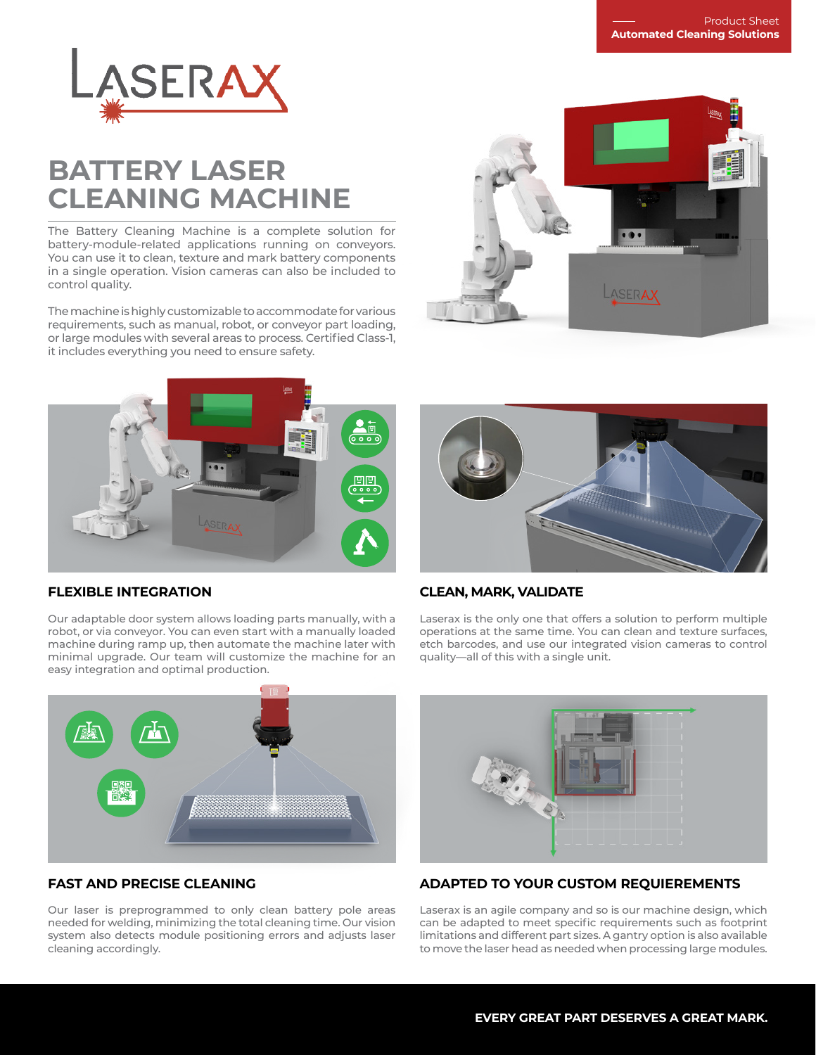Product Sheet
**Automated Cleaning Solutions**

LASERAX

# BATTERY LASER CLEANING MACHINE

The Battery Cleaning Machine is a complete solution for battery-module-related applications running on conveyors. You can use it to clean, texture and mark battery components in a single operation. Vision cameras can also be included to control quality.

The machine is highly customizable to accommodate for various requirements, such as manual, robot, or conveyor part loading, or large modules with several areas to process. Certified Class-1, it includes everything you need to ensure safety.

## FLEXIBLE INTEGRATION

Our adaptable door system allows loading parts manually, with a robot, or via conveyor. You can even start with a manually loaded machine during ramp up, then automate the machine later with minimal upgrade. Our team will customize the machine for an easy integration and optimal production.

## CLEAN, MARK, VALIDATE

Laserax is the only one that offers a solution to perform multiple operations at the same time. You can clean and texture surfaces, etch barcodes, and use our integrated vision cameras to control quality—all of this with a single unit.

## FAST AND PRECISE CLEANING

Our laser is preprogrammed to only clean battery pole areas needed for welding, minimizing the total cleaning time. Our vision system also detects module positioning errors and adjusts laser cleaning accordingly.

## ADAPTED TO YOUR CUSTOM REQUIEREMENTS

Laserax is an agile company and so is our machine design, which can be adapted to meet specific requirements such as footprint limitations and different part sizes. A gantry option is also available to move the laser head as needed when processing large modules.

**EVERY GREAT PART DESERVES A GREAT MARK.**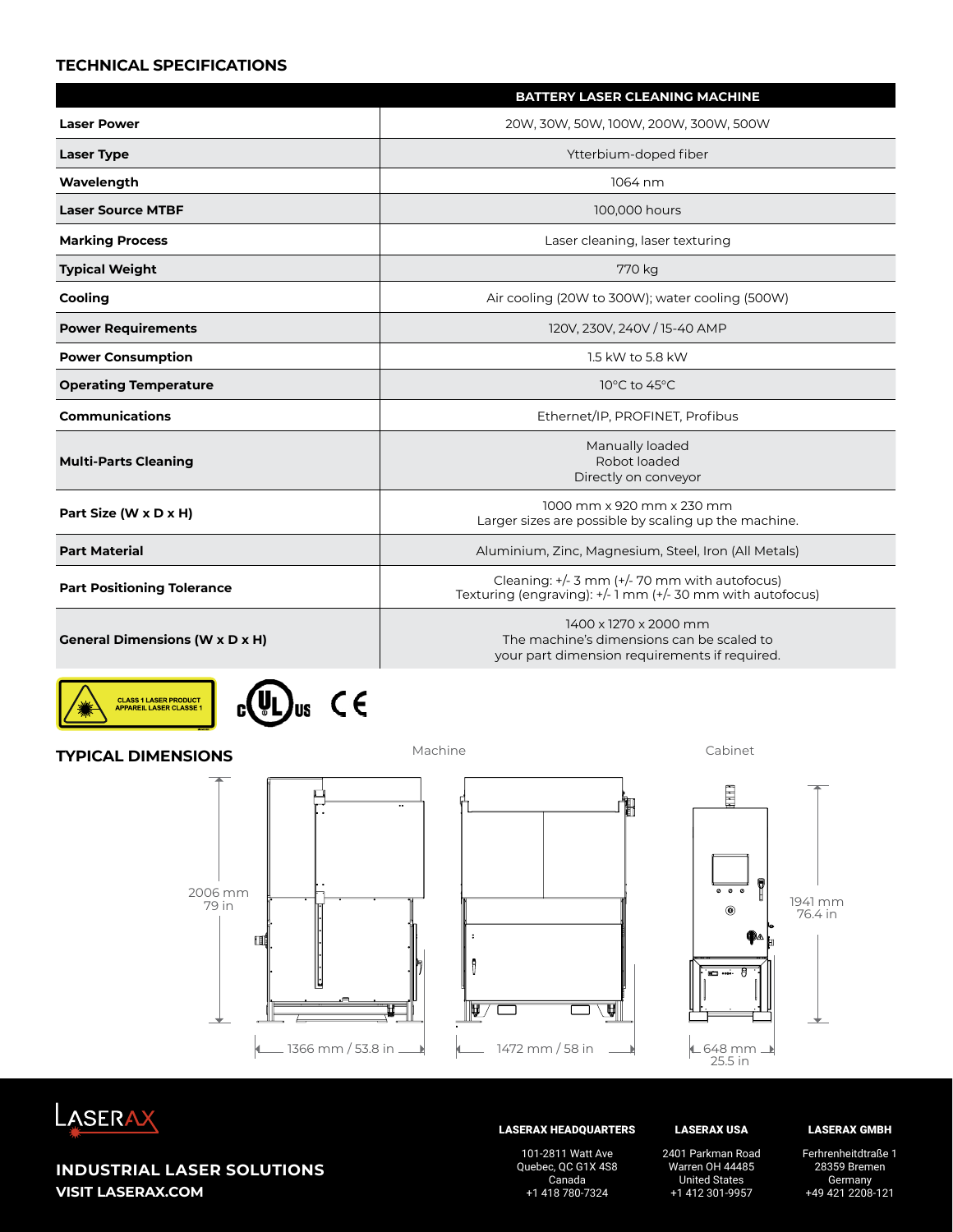## TECHNICAL SPECIFICATIONS

| | BATTERY LASER CLEANING MACHINE |
|---|---|
| **Laser Power** | 20W, 30W, 50W, 100W, 200W, 300W, 500W |
| **Laser Type** | Ytterbium-doped fiber |
| **Wavelength** | 1064 nm |
| **Laser Source MTBF** | 100,000 hours |
| **Marking Process** | Laser cleaning, laser texturing |
| **Typical Weight** | 770 kg |
| **Cooling** | Air cooling (20W to 300W); water cooling (500W) |
| **Power Requirements** | 120V, 230V, 240V / 15-40 AMP |
| **Power Consumption** | 1.5 kW to 5.8 kW |
| **Operating Temperature** | 10°C to 45°C |
| **Communications** | Ethernet/IP, PROFINET, Profibus |
| **Multi-Parts Cleaning** | Manually loaded<br>Robot loaded<br>Directly on conveyor |
| **Part Size (W x D x H)** | 1000 mm x 920 mm x 230 mm<br>Larger sizes are possible by scaling up the machine. |
| **Part Material** | Aluminium, Zinc, Magnesium, Steel, Iron (All Metals) |
| **Part Positioning Tolerance** | Cleaning: +/- 3 mm (+/- 70 mm with autofocus)<br>Texturing (engraving): +/- 1 mm (+/- 30 mm with autofocus) |
| **General Dimensions (W x D x H)** | 1400 x 1270 x 2000 mm<br>The machine's dimensions can be scaled to your part dimension requirements if required. |

CLASS 1 LASER PRODUCT
APPAREIL LASER CLASSE 1

## TYPICAL DIMENSIONS

Machine

Cabinet

2006 mm
79 in

1366 mm / 53.8 in

1472 mm / 58 in

1941 mm
76.4 in

648 mm
25.5 in

LASERAX

**INDUSTRIAL LASER SOLUTIONS**
**VISIT LASERAX.COM**

**LASERAX HEADQUARTERS**
101-2811 Watt Ave
Quebec, QC G1X 4S8
Canada
+1 418 780-7324

**LASERAX USA**
2401 Parkman Road
Warren OH 44485
United States
+1 412 301-9957

**LASERAX GMBH**
Ferhrenheitdtraße 1
28359 Bremen
Germany
+49 421 2208-121